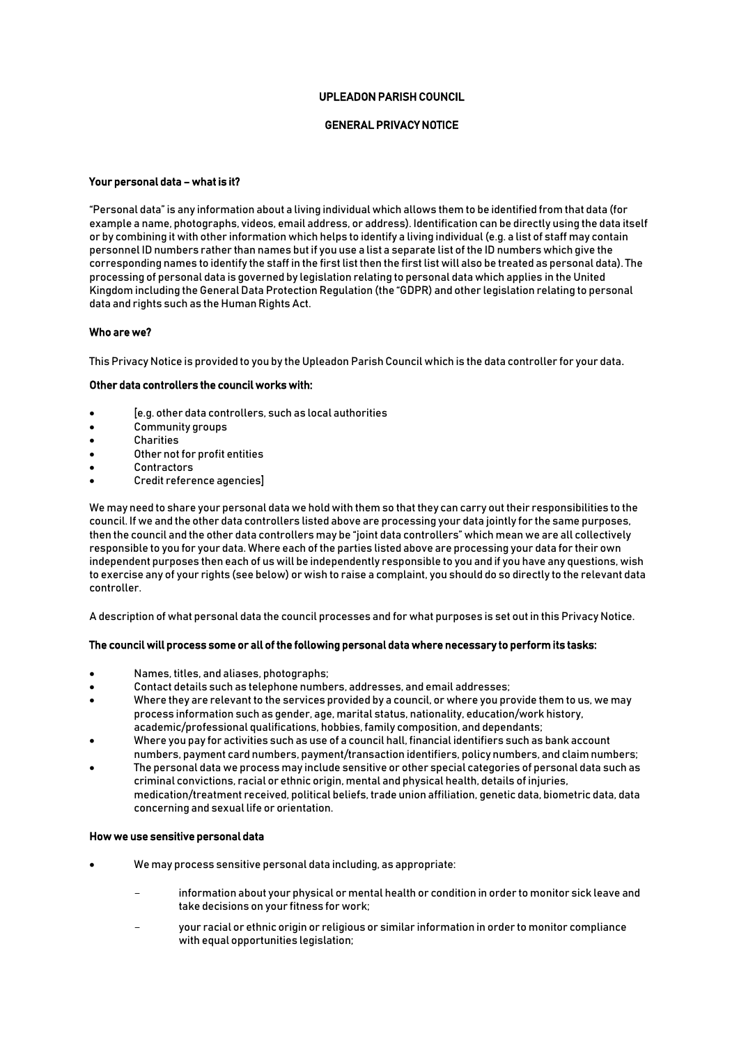# UPLEADON PARISH COUNCIL

## GENERAL PRIVACY NOTICE

### Your personal data – what is it?

"Personal data" is any information about a living individual which allows them to be identified from that data (for example a name, photographs, videos, email address, or address). Identification can be directly using the data itself or by combining it with other information which helps to identify a living individual (e.g. a list of staff may contain personnel ID numbers rather than names but if you use a list a separate list of the ID numbers which give the corresponding names to identify the staff in the first list then the first list will also be treated as personal data). The processing of personal data is governed by legislation relating to personal data which applies in the United Kingdom including the General Data Protection Regulation (the "GDPR) and other legislation relating to personal data and rights such as the Human Rights Act.

### Who are we?

This Privacy Notice is provided to you by the Upleadon Parish Council which is the data controller for your data.

### Other data controllers the council works with:

- [e.g. other data controllers, such as local authorities
- Community groups
- Charities
- Other not for profit entities
- Contractors
- Credit reference agencies]

We may need to share your personal data we hold with them so that they can carry out their responsibilities to the council. If we and the other data controllers listed above are processing your data jointly for the same purposes, then the council and the other data controllers may be "joint data controllers" which mean we are all collectively responsible to you for your data. Where each of the parties listed above are processing your data for their own independent purposes then each of us will be independently responsible to you and if you have any questions, wish to exercise any of your rights (see below) or wish to raise a complaint, you should do so directly to the relevant data controller.

A description of what personal data the council processes and for what purposes is set out in this Privacy Notice.

### The council will process some or all of the following personal data where necessary to perform its tasks:

- Names, titles, and aliases, photographs;
- Contact details such as telephone numbers, addresses, and email addresses;
- Where they are relevant to the services provided by a council, or where you provide them to us, we may process information such as gender, age, marital status, nationality, education/work history, academic/professional qualifications, hobbies, family composition, and dependants;
- Where you pay for activities such as use of a council hall, financial identifiers such as bank account numbers, payment card numbers, payment/transaction identifiers, policy numbers, and claim numbers;
- The personal data we process may include sensitive or other special categories of personal data such as criminal convictions, racial or ethnic origin, mental and physical health, details of injuries, medication/treatment received, political beliefs, trade union affiliation, genetic data, biometric data, data concerning and sexual life or orientation.

### How we use sensitive personal data

- We may process sensitive personal data including, as appropriate:
  - information about your physical or mental health or condition in order to monitor sick leave and take decisions on your fitness for work;
  - your racial or ethnic origin or religious or similar information in order to monitor compliance with equal opportunities legislation;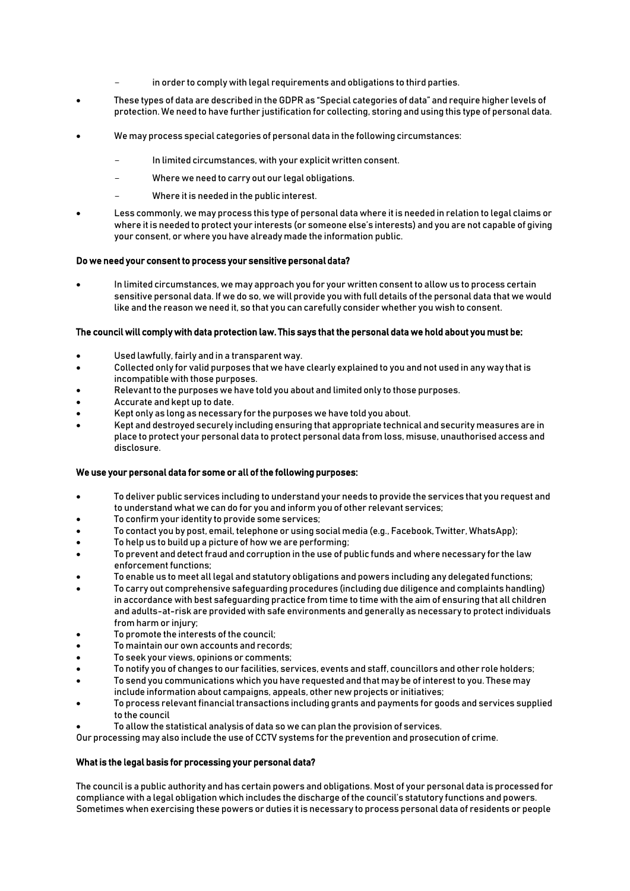- in order to comply with legal requirements and obligations to third parties.

- These types of data are described in the GDPR as "Special categories of data" and require higher levels of protection. We need to have further justification for collecting, storing and using this type of personal data.

- We may process special categories of personal data in the following circumstances:

  - In limited circumstances, with your explicit written consent.
  - Where we need to carry out our legal obligations.
  - Where it is needed in the public interest.

- Less commonly, we may process this type of personal data where it is needed in relation to legal claims or where it is needed to protect your interests (or someone else's interests) and you are not capable of giving your consent, or where you have already made the information public.

**Do we need your consent to process your sensitive personal data?**

- In limited circumstances, we may approach you for your written consent to allow us to process certain sensitive personal data. If we do so, we will provide you with full details of the personal data that we would like and the reason we need it, so that you can carefully consider whether you wish to consent.

**The council will comply with data protection law. This says that the personal data we hold about you must be:**

- Used lawfully, fairly and in a transparent way.
- Collected only for valid purposes that we have clearly explained to you and not used in any way that is incompatible with those purposes.
- Relevant to the purposes we have told you about and limited only to those purposes.
- Accurate and kept up to date.
- Kept only as long as necessary for the purposes we have told you about.
- Kept and destroyed securely including ensuring that appropriate technical and security measures are in place to protect your personal data to protect personal data from loss, misuse, unauthorised access and disclosure.

**We use your personal data for some or all of the following purposes:**

- To deliver public services including to understand your needs to provide the services that you request and to understand what we can do for you and inform you of other relevant services;
- To confirm your identity to provide some services;
- To contact you by post, email, telephone or using social media (e.g., Facebook, Twitter, WhatsApp);
- To help us to build up a picture of how we are performing;
- To prevent and detect fraud and corruption in the use of public funds and where necessary for the law enforcement functions;
- To enable us to meet all legal and statutory obligations and powers including any delegated functions;
- To carry out comprehensive safeguarding procedures (including due diligence and complaints handling) in accordance with best safeguarding practice from time to time with the aim of ensuring that all children and adults-at-risk are provided with safe environments and generally as necessary to protect individuals from harm or injury;
- To promote the interests of the council;
- To maintain our own accounts and records;
- To seek your views, opinions or comments;
- To notify you of changes to our facilities, services, events and staff, councillors and other role holders;
- To send you communications which you have requested and that may be of interest to you. These may include information about campaigns, appeals, other new projects or initiatives;
- To process relevant financial transactions including grants and payments for goods and services supplied to the council
- To allow the statistical analysis of data so we can plan the provision of services.

Our processing may also include the use of CCTV systems for the prevention and prosecution of crime.

**What is the legal basis for processing your personal data?**

The council is a public authority and has certain powers and obligations. Most of your personal data is processed for compliance with a legal obligation which includes the discharge of the council's statutory functions and powers. Sometimes when exercising these powers or duties it is necessary to process personal data of residents or people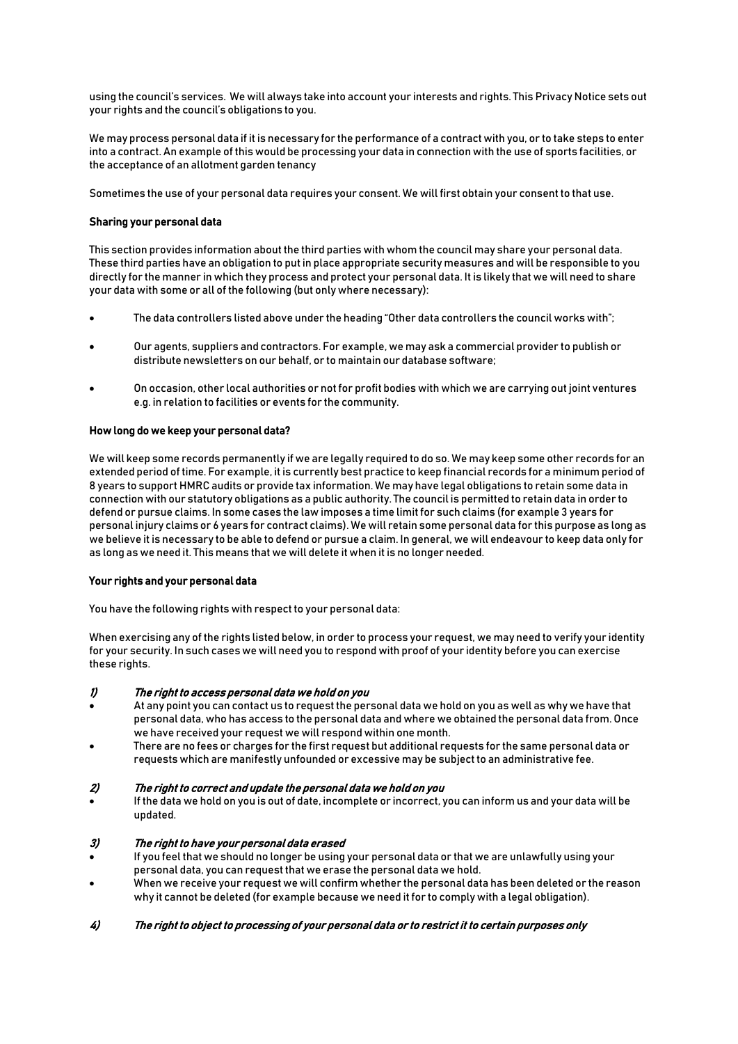using the council's services. We will always take into account your interests and rights. This Privacy Notice sets out your rights and the council's obligations to you.

We may process personal data if it is necessary for the performance of a contract with you, or to take steps to enter into a contract. An example of this would be processing your data in connection with the use of sports facilities, or the acceptance of an allotment garden tenancy

Sometimes the use of your personal data requires your consent. We will first obtain your consent to that use.

**Sharing your personal data**

This section provides information about the third parties with whom the council may share your personal data. These third parties have an obligation to put in place appropriate security measures and will be responsible to you directly for the manner in which they process and protect your personal data. It is likely that we will need to share your data with some or all of the following (but only where necessary):

- The data controllers listed above under the heading "Other data controllers the council works with";
- Our agents, suppliers and contractors. For example, we may ask a commercial provider to publish or distribute newsletters on our behalf, or to maintain our database software;
- On occasion, other local authorities or not for profit bodies with which we are carrying out joint ventures e.g. in relation to facilities or events for the community.

**How long do we keep your personal data?**

We will keep some records permanently if we are legally required to do so. We may keep some other records for an extended period of time. For example, it is currently best practice to keep financial records for a minimum period of 8 years to support HMRC audits or provide tax information. We may have legal obligations to retain some data in connection with our statutory obligations as a public authority. The council is permitted to retain data in order to defend or pursue claims. In some cases the law imposes a time limit for such claims (for example 3 years for personal injury claims or 6 years for contract claims). We will retain some personal data for this purpose as long as we believe it is necessary to be able to defend or pursue a claim. In general, we will endeavour to keep data only for as long as we need it. This means that we will delete it when it is no longer needed.

**Your rights and your personal data**

You have the following rights with respect to your personal data:

When exercising any of the rights listed below, in order to process your request, we may need to verify your identity for your security. In such cases we will need you to respond with proof of your identity before you can exercise these rights.

***1) The right to access personal data we hold on you***

- At any point you can contact us to request the personal data we hold on you as well as why we have that personal data, who has access to the personal data and where we obtained the personal data from. Once we have received your request we will respond within one month.
- There are no fees or charges for the first request but additional requests for the same personal data or requests which are manifestly unfounded or excessive may be subject to an administrative fee.

***2) The right to correct and update the personal data we hold on you***

- If the data we hold on you is out of date, incomplete or incorrect, you can inform us and your data will be updated.

***3) The right to have your personal data erased***

- If you feel that we should no longer be using your personal data or that we are unlawfully using your personal data, you can request that we erase the personal data we hold.
- When we receive your request we will confirm whether the personal data has been deleted or the reason why it cannot be deleted (for example because we need it for to comply with a legal obligation).

***4) The right to object to processing of your personal data or to restrict it to certain purposes only***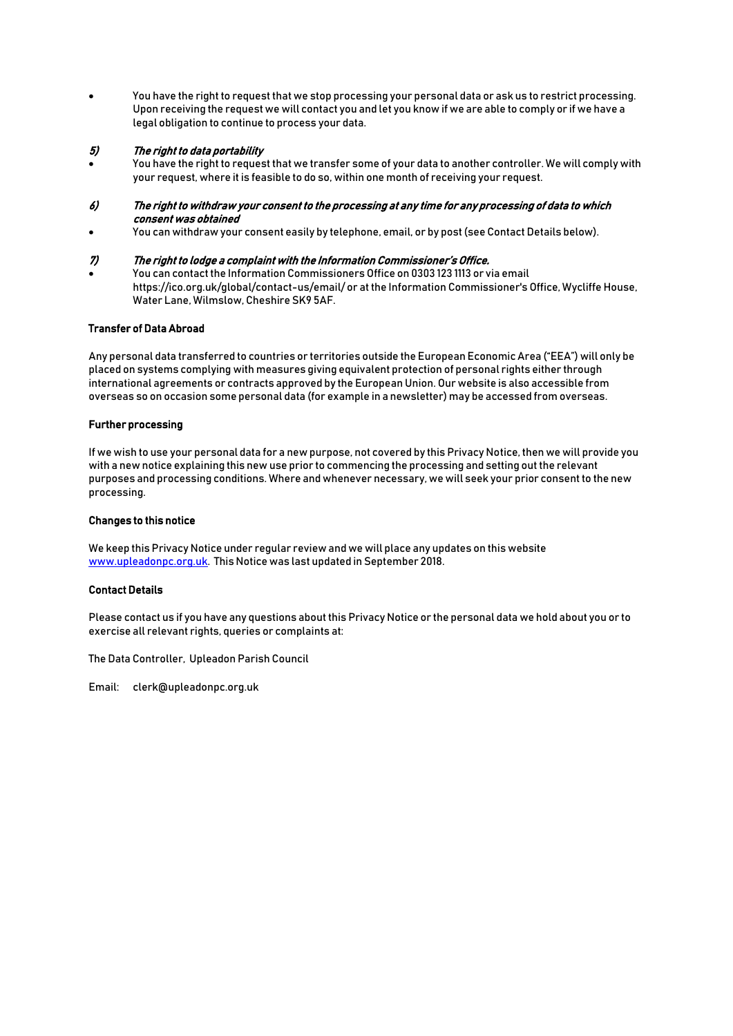- You have the right to request that we stop processing your personal data or ask us to restrict processing. Upon receiving the request we will contact you and let you know if we are able to comply or if we have a legal obligation to continue to process your data.

***5) The right to data portability***

- You have the right to request that we transfer some of your data to another controller. We will comply with your request, where it is feasible to do so, within one month of receiving your request.

***6) The right to withdraw your consent to the processing at any time for any processing of data to which consent was obtained***

- You can withdraw your consent easily by telephone, email, or by post (see Contact Details below).

***7) The right to lodge a complaint with the Information Commissioner's Office.***

- You can contact the Information Commissioners Office on 0303 123 1113 or via email https://ico.org.uk/global/contact-us/email/ or at the Information Commissioner's Office, Wycliffe House, Water Lane, Wilmslow, Cheshire SK9 5AF.

**Transfer of Data Abroad**

Any personal data transferred to countries or territories outside the European Economic Area ("EEA") will only be placed on systems complying with measures giving equivalent protection of personal rights either through international agreements or contracts approved by the European Union. Our website is also accessible from overseas so on occasion some personal data (for example in a newsletter) may be accessed from overseas.

**Further processing**

If we wish to use your personal data for a new purpose, not covered by this Privacy Notice, then we will provide you with a new notice explaining this new use prior to commencing the processing and setting out the relevant purposes and processing conditions. Where and whenever necessary, we will seek your prior consent to the new processing.

**Changes to this notice**

We keep this Privacy Notice under regular review and we will place any updates on this website [www.upleadonpc.org.uk](http://www.upleadonpc.org.uk). This Notice was last updated in September 2018.

**Contact Details**

Please contact us if you have any questions about this Privacy Notice or the personal data we hold about you or to exercise all relevant rights, queries or complaints at:

The Data Controller, Upleadon Parish Council

Email: clerk@upleadonpc.org.uk